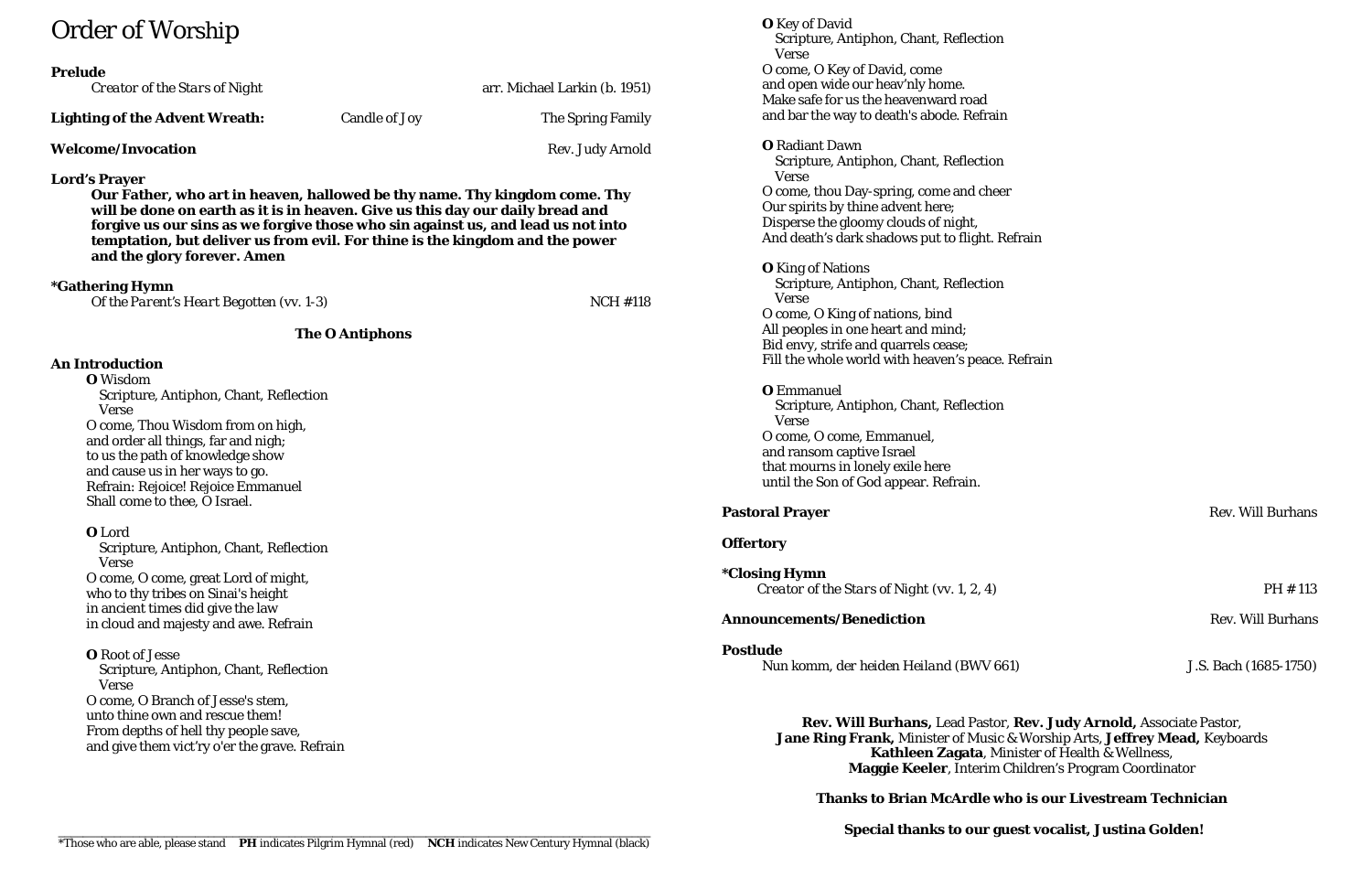# Order of Worship

**Prelude**
*Creator of the Stars of Night* arr. Michael Larkin (b. 1951)

**Lighting of the Advent Wreath:** Candle of Joy — The Spring Family

**Welcome/Invocation** — Rev. Judy Arnold

**Lord's Prayer**
**Our Father, who art in heaven, hallowed be thy name. Thy kingdom come. Thy will be done on earth as it is in heaven. Give us this day our daily bread and forgive us our sins as we forgive those who sin against us, and lead us not into temptation, but deliver us from evil. For thine is the kingdom and the power and the glory forever. Amen**

**\*Gathering Hymn**
*Of the Parent's Heart Begotten* (vv. 1-3) — NCH #118

**The O Antiphons**

**An Introduction**

**O** Wisdom
Scripture, Antiphon, Chant, Reflection
Verse
O come, Thou Wisdom from on high,
and order all things, far and nigh;
to us the path of knowledge show
and cause us in her ways to go.
Refrain: Rejoice! Rejoice Emmanuel
Shall come to thee, O Israel.

**O** Lord
Scripture, Antiphon, Chant, Reflection
Verse
O come, O come, great Lord of might,
who to thy tribes on Sinai's height
in ancient times did give the law
in cloud and majesty and awe. Refrain

**O** Root of Jesse
Scripture, Antiphon, Chant, Reflection
Verse
O come, O Branch of Jesse's stem,
unto thine own and rescue them!
From depths of hell thy people save,
and give them vict'ry o'er the grave. Refrain

**O** Key of David
Scripture, Antiphon, Chant, Reflection
Verse
O come, O Key of David, come
and open wide our heav'nly home.
Make safe for us the heavenward road
and bar the way to death's abode. Refrain

**O** Radiant Dawn
Scripture, Antiphon, Chant, Reflection
Verse
O come, thou Day-spring, come and cheer
Our spirits by thine advent here;
Disperse the gloomy clouds of night,
And death's dark shadows put to flight. Refrain

**O** King of Nations
Scripture, Antiphon, Chant, Reflection
Verse
O come, O King of nations, bind
All peoples in one heart and mind;
Bid envy, strife and quarrels cease;
Fill the whole world with heaven's peace. Refrain

**O** Emmanuel
Scripture, Antiphon, Chant, Reflection
Verse
O come, O come, Emmanuel,
and ransom captive Israel
that mourns in lonely exile here
until the Son of God appear. Refrain.

**Pastoral Prayer** — Rev. Will Burhans

**Offertory**

**\*Closing Hymn**
*Creator of the Stars of Night* (vv. 1, 2, 4) — PH # 113

**Announcements/Benediction** — Rev. Will Burhans

**Postlude**
*Nun komm, der heiden Heiland* (BWV 661) — J.S. Bach (1685-1750)

**Rev. Will Burhans,** Lead Pastor, **Rev. Judy Arnold,** Associate Pastor,
**Jane Ring Frank,** Minister of Music & Worship Arts, **Jeffrey Mead,** Keyboards
**Kathleen Zagata**, Minister of Health & Wellness,
**Maggie Keeler**, Interim Children's Program Coordinator

**Thanks to Brian McArdle who is our Livestream Technician**

**Special thanks to our guest vocalist, Justina Golden!**

\*Those who are able, please stand **PH** indicates Pilgrim Hymnal (red) **NCH** indicates New Century Hymnal (black)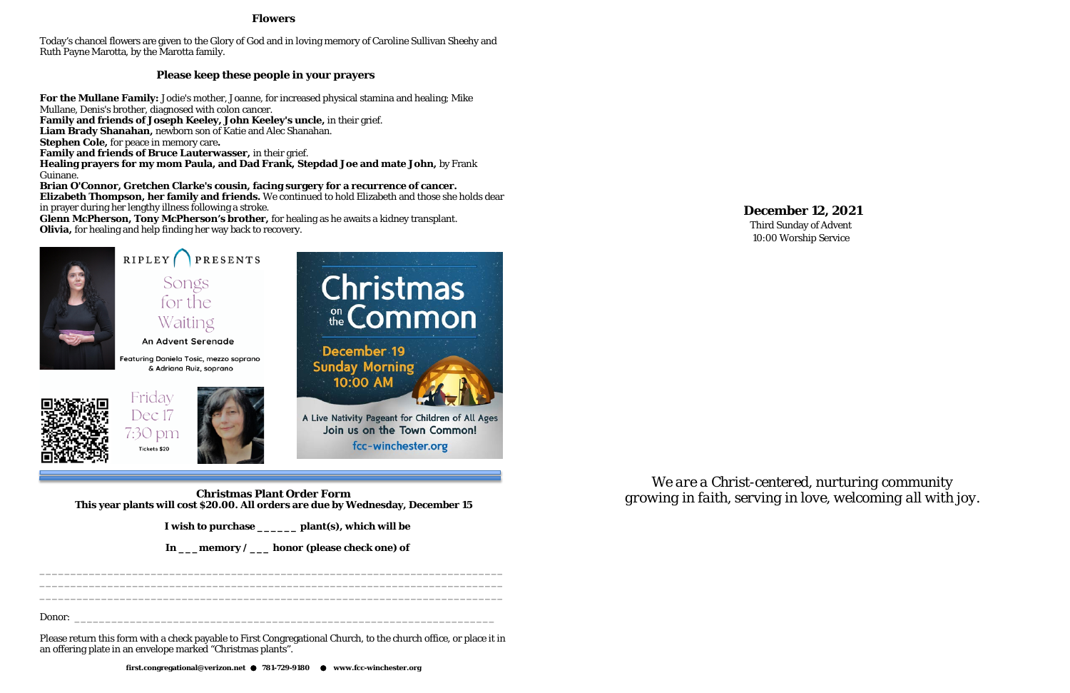## Flowers

Today's chancel flowers are given to the Glory of God and in loving memory of Caroline Sullivan Sheehy and Ruth Payne Marotta, by the Marotta family.

## Please keep these people in your prayers

**For the Mullane Family:** Jodie's mother, Joanne, for increased physical stamina and healing; Mike Mullane, Denis's brother, diagnosed with colon cancer.
**Family and friends of Joseph Keeley, John Keeley's uncle,** in their grief.
**Liam Brady Shanahan,** newborn son of Katie and Alec Shanahan.
**Stephen Cole,** for peace in memory care**.**
**Family and friends of Bruce Lauterwasser,** in their grief.
**Healing prayers for my mom Paula, and Dad Frank, Stepdad Joe and mate John,** by Frank Guinane.
**Brian O'Connor, Gretchen Clarke's cousin, facing surgery for a recurrence of cancer.**
**Elizabeth Thompson, her family and friends.** We continued to hold Elizabeth and those she holds dear in prayer during her lengthy illness following a stroke.
**Glenn McPherson, Tony McPherson's brother,** for healing as he awaits a kidney transplant.
**Olivia,** for healing and help finding her way back to recovery.

RIPLEY PRESENTS
Songs for the Waiting
An Advent Serenade
Featuring Daniela Tosic, mezzo soprano & Adriana Ruiz, soprano
Friday Dec 17 7:30 pm
Tickets $20

Christmas on the Common
December 19
Sunday Morning
10:00 AM
A Live Nativity Pageant for Children of All Ages
Join us on the Town Common!
fcc-winchester.org

---

**Christmas Plant Order Form**
**This year plants will cost $20.00. All orders are due by Wednesday, December 15**

**I wish to purchase ______ plant(s), which will be**

**In ___ memory / ___ honor (please check one) of**

___________________________________________________________________________
___________________________________________________________________________
___________________________________________________________________________

Donor: ______________________________________________________________________

Please return this form with a check payable to First Congregational Church, to the church office, or place it in an offering plate in an envelope marked "Christmas plants".

**first.congregational@verizon.net ● 781-729-9180 ● www.fcc-winchester.org**

**December 12, 2021**
Third Sunday of Advent
10:00 Worship Service

*We are a Christ-centered, nurturing community growing in faith, serving in love, welcoming all with joy.*